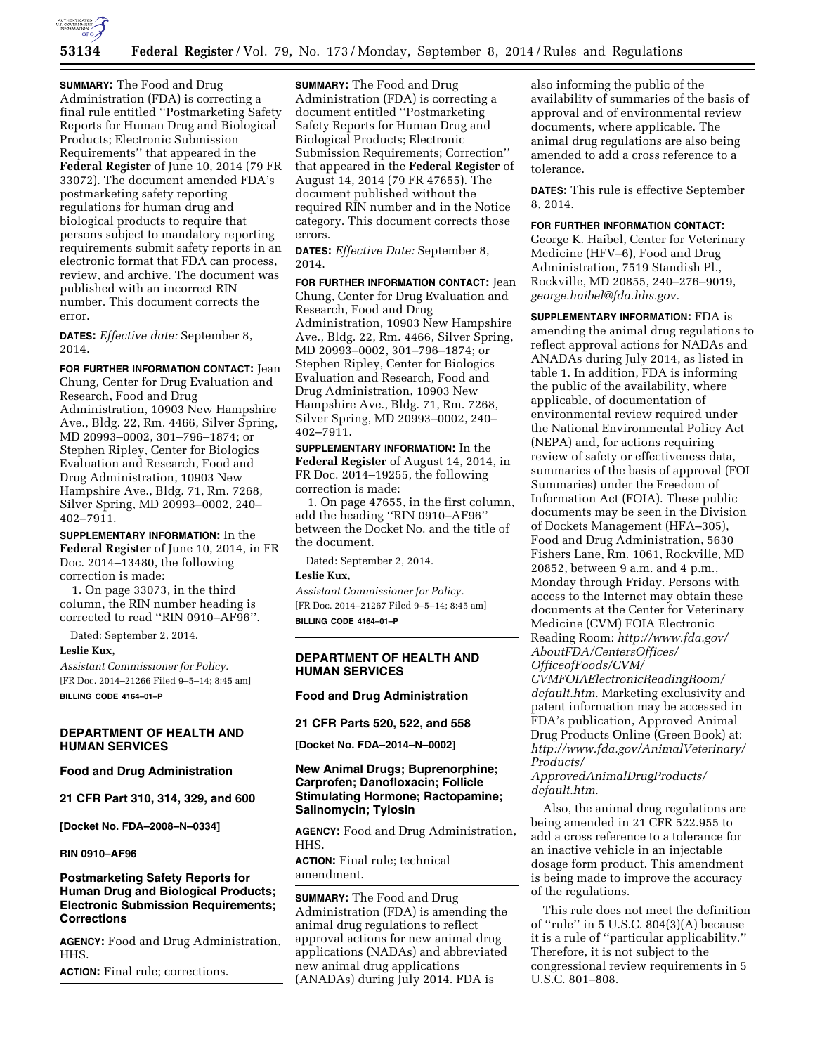**SUMMARY:** The Food and Drug Administration (FDA) is correcting a final rule entitled ''Postmarketing Safety Reports for Human Drug and Biological Products; Electronic Submission Requirements'' that appeared in the **Federal Register** of June 10, 2014 (79 FR 33072). The document amended FDA's postmarketing safety reporting regulations for human drug and biological products to require that persons subject to mandatory reporting requirements submit safety reports in an electronic format that FDA can process, review, and archive. The document was published with an incorrect RIN number. This document corrects the error.

**DATES:** *Effective date:* September 8, 2014.

**FOR FURTHER INFORMATION CONTACT:** Jean Chung, Center for Drug Evaluation and Research, Food and Drug Administration, 10903 New Hampshire Ave., Bldg. 22, Rm. 4466, Silver Spring, MD 20993–0002, 301–796–1874; or Stephen Ripley, Center for Biologics Evaluation and Research, Food and Drug Administration, 10903 New Hampshire Ave., Bldg. 71, Rm. 7268, Silver Spring, MD 20993–0002, 240–402–7911.

**SUPPLEMENTARY INFORMATION:** In the **Federal Register** of June 10, 2014, in FR Doc. 2014–13480, the following correction is made:

1. On page 33073, in the third column, the RIN number heading is corrected to read ''RIN 0910–AF96''.

Dated: September 2, 2014.

**Leslie Kux,**

*Assistant Commissioner for Policy.*

[FR Doc. 2014–21266 Filed 9–5–14; 8:45 am]

**BILLING CODE 4164–01–P**

## DEPARTMENT OF HEALTH AND HUMAN SERVICES

### Food and Drug Administration

### 21 CFR Part 310, 314, 329, and 600

**[Docket No. FDA–2008–N–0334]**

**RIN 0910–AF96**

### Postmarketing Safety Reports for Human Drug and Biological Products; Electronic Submission Requirements; Corrections

**AGENCY:** Food and Drug Administration, HHS.

**ACTION:** Final rule; corrections.

**SUMMARY:** The Food and Drug Administration (FDA) is correcting a document entitled ''Postmarketing Safety Reports for Human Drug and Biological Products; Electronic Submission Requirements; Correction'' that appeared in the **Federal Register** of August 14, 2014 (79 FR 47655). The document published without the required RIN number and in the Notice category. This document corrects those errors.

**DATES:** *Effective Date:* September 8, 2014.

**FOR FURTHER INFORMATION CONTACT:** Jean Chung, Center for Drug Evaluation and Research, Food and Drug Administration, 10903 New Hampshire Ave., Bldg. 22, Rm. 4466, Silver Spring, MD 20993–0002, 301–796–1874; or Stephen Ripley, Center for Biologics Evaluation and Research, Food and Drug Administration, 10903 New Hampshire Ave., Bldg. 71, Rm. 7268, Silver Spring, MD 20993–0002, 240–402–7911.

**SUPPLEMENTARY INFORMATION:** In the **Federal Register** of August 14, 2014, in FR Doc. 2014–19255, the following correction is made:

1. On page 47655, in the first column, add the heading ''RIN 0910–AF96'' between the Docket No. and the title of the document.

Dated: September 2, 2014.

**Leslie Kux,**

*Assistant Commissioner for Policy.*

[FR Doc. 2014–21267 Filed 9–5–14; 8:45 am]

**BILLING CODE 4164–01–P**

## DEPARTMENT OF HEALTH AND HUMAN SERVICES

### Food and Drug Administration

### 21 CFR Parts 520, 522, and 558

**[Docket No. FDA–2014–N–0002]**

### New Animal Drugs; Buprenorphine; Carprofen; Danofloxacin; Follicle Stimulating Hormone; Ractopamine; Salinomycin; Tylosin

**AGENCY:** Food and Drug Administration, HHS.

**ACTION:** Final rule; technical amendment.

**SUMMARY:** The Food and Drug Administration (FDA) is amending the animal drug regulations to reflect approval actions for new animal drug applications (NADAs) and abbreviated new animal drug applications (ANADAs) during July 2014. FDA is also informing the public of the availability of summaries of the basis of approval and of environmental review documents, where applicable. The animal drug regulations are also being amended to add a cross reference to a tolerance.

**DATES:** This rule is effective September 8, 2014.

**FOR FURTHER INFORMATION CONTACT:** George K. Haibel, Center for Veterinary Medicine (HFV–6), Food and Drug Administration, 7519 Standish Pl., Rockville, MD 20855, 240–276–9019, *george.haibel@fda.hhs.gov.*

**SUPPLEMENTARY INFORMATION:** FDA is amending the animal drug regulations to reflect approval actions for NADAs and ANADAs during July 2014, as listed in table 1. In addition, FDA is informing the public of the availability, where applicable, of documentation of environmental review required under the National Environmental Policy Act (NEPA) and, for actions requiring review of safety or effectiveness data, summaries of the basis of approval (FOI Summaries) under the Freedom of Information Act (FOIA). These public documents may be seen in the Division of Dockets Management (HFA–305), Food and Drug Administration, 5630 Fishers Lane, Rm. 1061, Rockville, MD 20852, between 9 a.m. and 4 p.m., Monday through Friday. Persons with access to the Internet may obtain these documents at the Center for Veterinary Medicine (CVM) FOIA Electronic Reading Room: *http://www.fda.gov/AboutFDA/CentersOffices/OfficeofFoods/CVM/CVMFOIAElectronicReadingRoom/default.htm.* Marketing exclusivity and patent information may be accessed in FDA's publication, Approved Animal Drug Products Online (Green Book) at: *http://www.fda.gov/AnimalVeterinary/Products/ApprovedAnimalDrugProducts/default.htm.*

Also, the animal drug regulations are being amended in 21 CFR 522.955 to add a cross reference to a tolerance for an inactive vehicle in an injectable dosage form product. This amendment is being made to improve the accuracy of the regulations.

This rule does not meet the definition of ''rule'' in 5 U.S.C. 804(3)(A) because it is a rule of ''particular applicability.'' Therefore, it is not subject to the congressional review requirements in 5 U.S.C. 801–808.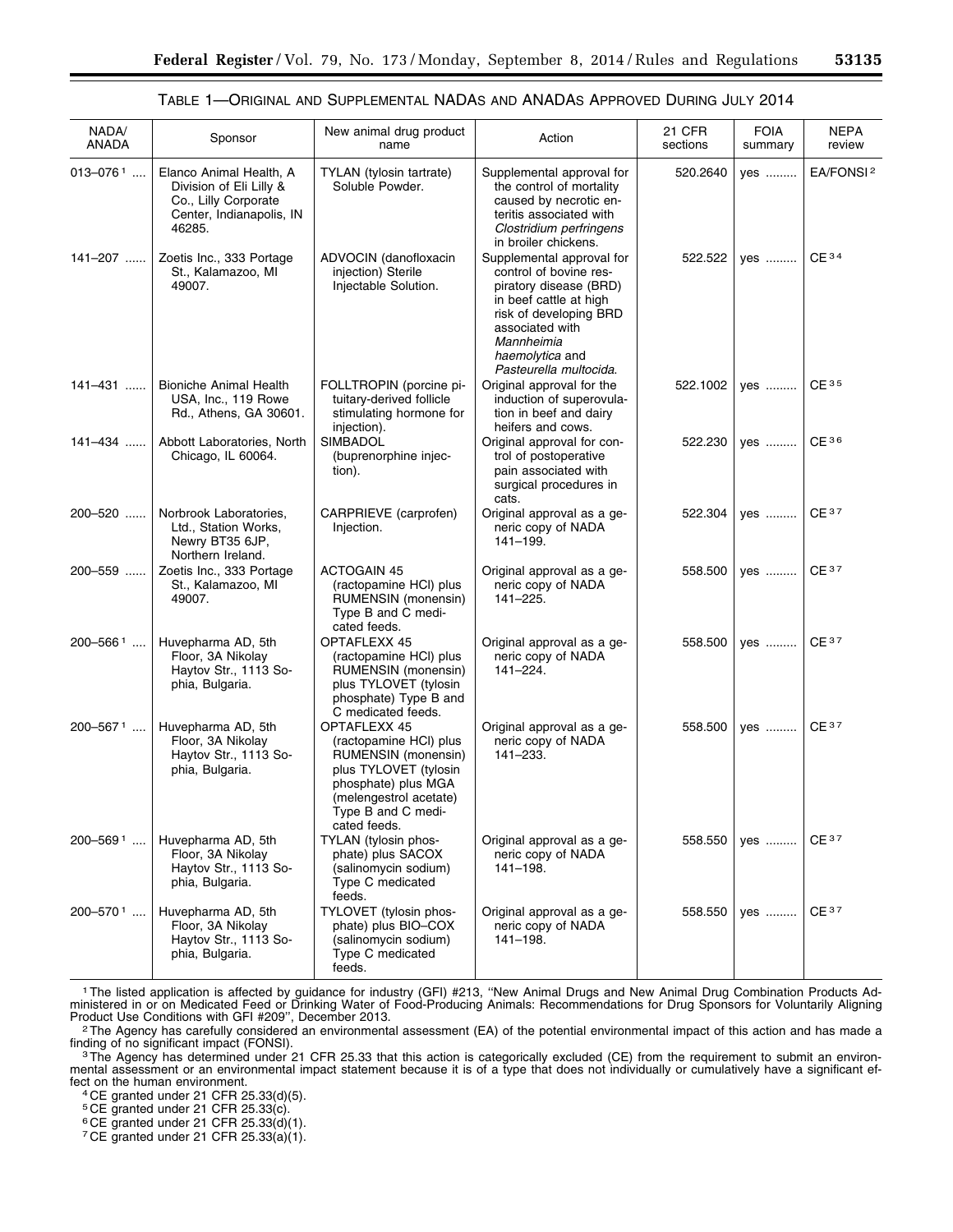TABLE 1—ORIGINAL AND SUPPLEMENTAL NADAS AND ANADAS APPROVED DURING JULY 2014

| NADA/ANADA | Sponsor | New animal drug product name | Action | 21 CFR sections | FOIA summary | NEPA review |
|---|---|---|---|---|---|---|
| 013–076 [1] | Elanco Animal Health, A Division of Eli Lilly & Co., Lilly Corporate Center, Indianapolis, IN 46285. | TYLAN (tylosin tartrate) Soluble Powder. | Supplemental approval for the control of mortality caused by necrotic enteritis associated with *Clostridium perfringens* in broiler chickens. | 520.2640 | yes | EA/FONSI [2] |
| 141–207 | Zoetis Inc., 333 Portage St., Kalamazoo, MI 49007. | ADVOCIN (danofloxacin injection) Sterile Injectable Solution. | Supplemental approval for control of bovine respiratory disease (BRD) in beef cattle at high risk of developing BRD associated with *Mannheimia haemolytica* and *Pasteurella multocida*. | 522.522 | yes | CE [3 4] |
| 141–431 | Bioniche Animal Health USA, Inc., 119 Rowe Rd., Athens, GA 30601. | FOLLTROPIN (porcine pituitary-derived follicle stimulating hormone for injection). | Original approval for the induction of superovulation in beef and dairy heifers and cows. | 522.1002 | yes | CE [3 5] |
| 141–434 | Abbott Laboratories, North Chicago, IL 60064. | SIMBADOL (buprenorphine injection). | Original approval for control of postoperative pain associated with surgical procedures in cats. | 522.230 | yes | CE [3 6] |
| 200–520 | Norbrook Laboratories, Ltd., Station Works, Newry BT35 6JP, Northern Ireland. | CARPRIEVE (carprofen) Injection. | Original approval as a generic copy of NADA 141–199. | 522.304 | yes | CE [3 7] |
| 200–559 | Zoetis Inc., 333 Portage St., Kalamazoo, MI 49007. | ACTOGAIN 45 (ractopamine HCl) plus RUMENSIN (monensin) Type B and C medicated feeds. | Original approval as a generic copy of NADA 141–225. | 558.500 | yes | CE [3 7] |
| 200–566 [1] | Huvepharma AD, 5th Floor, 3A Nikolay Haytov Str., 1113 Sophia, Bulgaria. | OPTAFLEXX 45 (ractopamine HCl) plus RUMENSIN (monensin) plus TYLOVET (tylosin phosphate) Type B and C medicated feeds. | Original approval as a generic copy of NADA 141–224. | 558.500 | yes | CE [3 7] |
| 200–567 [1] | Huvepharma AD, 5th Floor, 3A Nikolay Haytov Str., 1113 Sophia, Bulgaria. | OPTAFLEXX 45 (ractopamine HCl) plus RUMENSIN (monensin) plus TYLOVET (tylosin phosphate) plus MGA (melengestrol acetate) Type B and C medicated feeds. | Original approval as a generic copy of NADA 141–233. | 558.500 | yes | CE [3 7] |
| 200–569 [1] | Huvepharma AD, 5th Floor, 3A Nikolay Haytov Str., 1113 Sophia, Bulgaria. | TYLAN (tylosin phosphate) plus SACOX (salinomycin sodium) Type C medicated feeds. | Original approval as a generic copy of NADA 141–198. | 558.550 | yes | CE [3 7] |
| 200–570 [1] | Huvepharma AD, 5th Floor, 3A Nikolay Haytov Str., 1113 Sophia, Bulgaria. | TYLOVET (tylosin phosphate) plus BIO–COX (salinomycin sodium) Type C medicated feeds. | Original approval as a generic copy of NADA 141–198. | 558.550 | yes | CE [3 7] |

[1] The listed application is affected by guidance for industry (GFI) #213, "New Animal Drugs and New Animal Drug Combination Products Administered in or on Medicated Feed or Drinking Water of Food-Producing Animals: Recommendations for Drug Sponsors for Voluntarily Aligning Product Use Conditions with GFI #209", December 2013.

[2] The Agency has carefully considered an environmental assessment (EA) of the potential environmental impact of this action and has made a finding of no significant impact (FONSI).

[3] The Agency has determined under 21 CFR 25.33 that this action is categorically excluded (CE) from the requirement to submit an environmental assessment or an environmental impact statement because it is of a type that does not individually or cumulatively have a significant effect on the human environment.

[4] CE granted under 21 CFR 25.33(d)(5).

[5] CE granted under 21 CFR 25.33(c).

[6] CE granted under 21 CFR 25.33(d)(1).

[7] CE granted under 21 CFR 25.33(a)(1).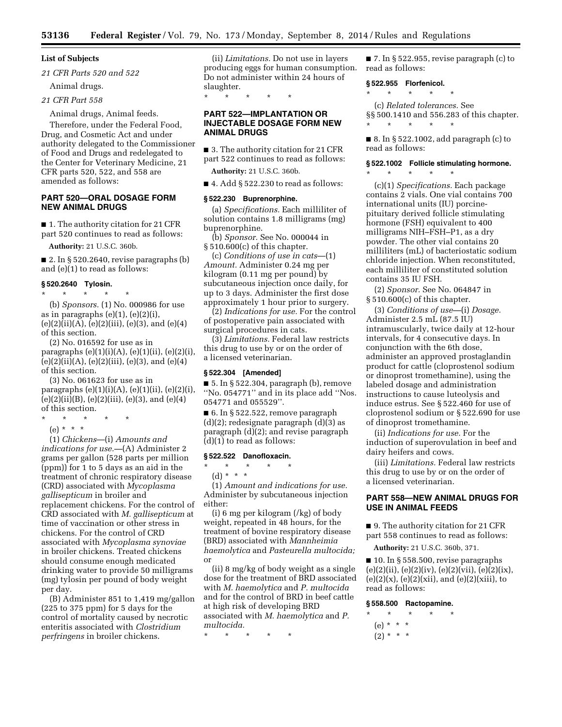**List of Subjects**

*21 CFR Parts 520 and 522*

Animal drugs.

*21 CFR Part 558*

Animal drugs, Animal feeds.

Therefore, under the Federal Food, Drug, and Cosmetic Act and under authority delegated to the Commissioner of Food and Drugs and redelegated to the Center for Veterinary Medicine, 21 CFR parts 520, 522, and 558 are amended as follows:

## PART 520—ORAL DOSAGE FORM NEW ANIMAL DRUGS

■ 1. The authority citation for 21 CFR part 520 continues to read as follows:

**Authority:** 21 U.S.C. 360b.

■ 2. In § 520.2640, revise paragraphs (b) and (e)(1) to read as follows:

### § 520.2640 Tylosin.

\* \* \* \* \*

(b) *Sponsors.* (1) No. 000986 for use as in paragraphs (e)(1), (e)(2)(i), (e)(2)(ii)(A), (e)(2)(iii), (e)(3), and (e)(4) of this section.

(2) No. 016592 for use as in paragraphs (e)(1)(i)(A), (e)(1)(ii), (e)(2)(i), (e)(2)(ii)(A), (e)(2)(iii), (e)(3), and (e)(4) of this section.

(3) No. 061623 for use as in paragraphs (e)(1)(i)(A), (e)(1)(ii), (e)(2)(i), (e)(2)(ii)(B), (e)(2)(iii), (e)(3), and (e)(4) of this section.

\* \* \* \* \*

(e) \* \* \*

(1) *Chickens*—(i) *Amounts and indications for use.*—(A) Administer 2 grams per gallon (528 parts per million (ppm)) for 1 to 5 days as an aid in the treatment of chronic respiratory disease (CRD) associated with *Mycoplasma gallisepticum* in broiler and replacement chickens. For the control of CRD associated with *M. gallisepticum* at time of vaccination or other stress in chickens. For the control of CRD associated with *Mycoplasma synoviae* in broiler chickens. Treated chickens should consume enough medicated drinking water to provide 50 milligrams (mg) tylosin per pound of body weight per day.

(B) Administer 851 to 1,419 mg/gallon (225 to 375 ppm) for 5 days for the control of mortality caused by necrotic enteritis associated with *Clostridium perfringens* in broiler chickens.

(ii) *Limitations.* Do not use in layers producing eggs for human consumption. Do not administer within 24 hours of slaughter.

\* \* \* \* \*

## PART 522—IMPLANTATION OR INJECTABLE DOSAGE FORM NEW ANIMAL DRUGS

■ 3. The authority citation for 21 CFR part 522 continues to read as follows:

**Authority:** 21 U.S.C. 360b.

■ 4. Add § 522.230 to read as follows:

### § 522.230 Buprenorphine.

(a) *Specifications.* Each milliliter of solution contains 1.8 milligrams (mg) buprenorphine.

(b) *Sponsor.* See No. 000044 in § 510.600(c) of this chapter.

(c) *Conditions of use in cats*—(1) *Amount.* Administer 0.24 mg per kilogram (0.11 mg per pound) by subcutaneous injection once daily, for up to 3 days. Administer the first dose approximately 1 hour prior to surgery.

(2) *Indications for use.* For the control of postoperative pain associated with surgical procedures in cats.

(3) *Limitations.* Federal law restricts this drug to use by or on the order of a licensed veterinarian.

### § 522.304 [Amended]

■ 5. In § 522.304, paragraph (b), remove ''No. 054771'' and in its place add ''Nos. 054771 and 055529''.

■ 6. In § 522.522, remove paragraph (d)(2); redesignate paragraph (d)(3) as paragraph (d)(2); and revise paragraph (d)(1) to read as follows:

### § 522.522 Danofloxacin.

\* \* \* \* \*

(d) \* \* \*

(1) *Amount and indications for use.* Administer by subcutaneous injection either:

(i) 6 mg per kilogram (/kg) of body weight, repeated in 48 hours, for the treatment of bovine respiratory disease (BRD) associated with *Mannheimia haemolytica* and *Pasteurella multocida;* or

(ii) 8 mg/kg of body weight as a single dose for the treatment of BRD associated with *M. haemolytica* and *P. multocida* and for the control of BRD in beef cattle at high risk of developing BRD associated with *M. haemolytica* and *P. multocida.*

\* \* \* \* \*

■ 7. In § 522.955, revise paragraph (c) to read as follows:

### § 522.955 Florfenicol.

\* \* \* \* \*

(c) *Related tolerances.* See §§ 500.1410 and 556.283 of this chapter.

\* \* \* \* \*

■ 8. In § 522.1002, add paragraph (c) to read as follows:

### § 522.1002 Follicle stimulating hormone.

\* \* \* \* \*

(c)(1) *Specifications.* Each package contains 2 vials. One vial contains 700 international units (IU) porcine-pituitary derived follicle stimulating hormone (FSH) equivalent to 400 milligrams NIH–FSH–P1, as a dry powder. The other vial contains 20 milliliters (mL) of bacteriostatic sodium chloride injection. When reconstituted, each milliliter of constituted solution contains 35 IU FSH.

(2) *Sponsor.* See No. 064847 in § 510.600(c) of this chapter.

(3) *Conditions of use*—(i) *Dosage.* Administer 2.5 mL (87.5 IU) intramuscularly, twice daily at 12-hour intervals, for 4 consecutive days. In conjunction with the 6th dose, administer an approved prostaglandin product for cattle (cloprostenol sodium or dinoprost tromethamine), using the labeled dosage and administration instructions to cause luteolysis and induce estrus. See § 522.460 for use of cloprostenol sodium or § 522.690 for use of dinoprost tromethamine.

(ii) *Indications for use.* For the induction of superovulation in beef and dairy heifers and cows.

(iii) *Limitations.* Federal law restricts this drug to use by or on the order of a licensed veterinarian.

## PART 558—NEW ANIMAL DRUGS FOR USE IN ANIMAL FEEDS

■ 9. The authority citation for 21 CFR part 558 continues to read as follows:

**Authority:** 21 U.S.C. 360b, 371.

■ 10. In § 558.500, revise paragraphs (e)(2)(ii), (e)(2)(iv), (e)(2)(vii), (e)(2)(ix), (e)(2)(x), (e)(2)(xii), and (e)(2)(xiii), to read as follows:

### § 558.500 Ractopamine.

\* \* \* \* \*

(e) \* \* \*

(2) \* \* \*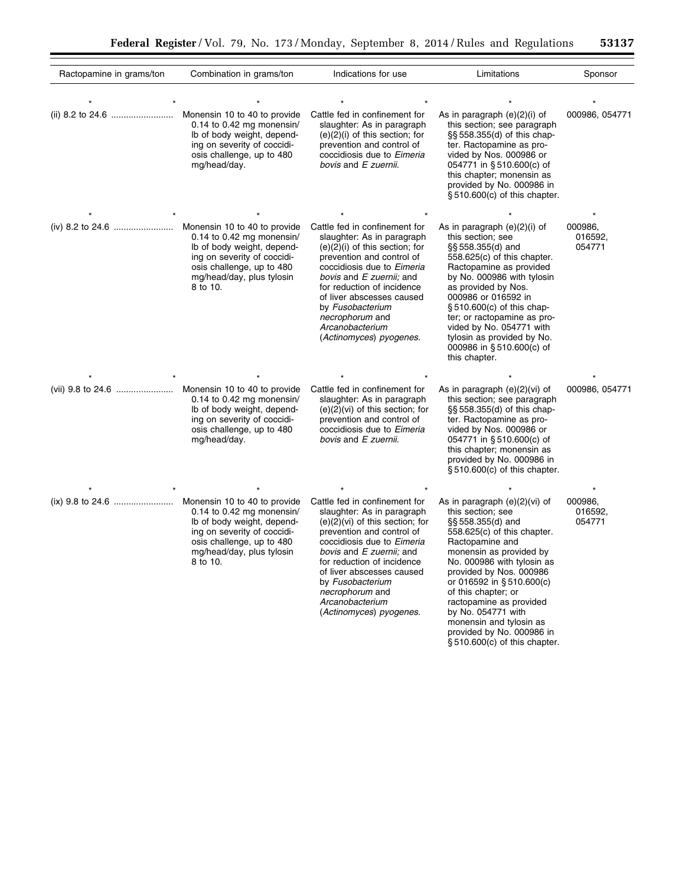| Ractopamine in grams/ton | Combination in grams/ton | Indications for use | Limitations | Sponsor |
|---|---|---|---|---|
| * * | * | * * | * | * |
| (ii) 8.2 to 24.6 | Monensin 10 to 40 to provide 0.14 to 0.42 mg monensin/lb of body weight, depending on severity of coccidiosis challenge, up to 480 mg/head/day. | Cattle fed in confinement for slaughter: As in paragraph (e)(2)(i) of this section; for prevention and control of coccidiosis due to *Eimeria bovis* and *E zuernii*. | As in paragraph (e)(2)(i) of this section; see paragraph §§ 558.355(d) of this chapter. Ractopamine as provided by Nos. 000986 or 054771 in § 510.600(c) of this chapter; monensin as provided by No. 000986 in § 510.600(c) of this chapter. | 000986, 054771 |
| * * | * | * * | * | * |
| (iv) 8.2 to 24.6 | Monensin 10 to 40 to provide 0.14 to 0.42 mg monensin/lb of body weight, depending on severity of coccidiosis challenge, up to 480 mg/head/day, plus tylosin 8 to 10. | Cattle fed in confinement for slaughter: As in paragraph (e)(2)(i) of this section; for prevention and control of coccidiosis due to *Eimeria bovis* and *E zuernii;* and for reduction of incidence of liver abscesses caused by *Fusobacterium necrophorum* and *Arcanobacterium* (*Actinomyces*) *pyogenes*. | As in paragraph (e)(2)(i) of this section; see §§ 558.355(d) and 558.625(c) of this chapter. Ractopamine as provided by No. 000986 with tylosin as provided by Nos. 000986 or 016592 in § 510.600(c) of this chapter; or ractopamine as provided by No. 054771 with tylosin as provided by No. 000986 in § 510.600(c) of this chapter. | 000986, 016592, 054771 |
| * * | * | * * | * | * |
| (vii) 9.8 to 24.6 | Monensin 10 to 40 to provide 0.14 to 0.42 mg monensin/lb of body weight, depending on severity of coccidiosis challenge, up to 480 mg/head/day. | Cattle fed in confinement for slaughter: As in paragraph (e)(2)(vi) of this section; for prevention and control of coccidiosis due to *Eimeria bovis* and *E zuernii*. | As in paragraph (e)(2)(vi) of this section; see paragraph §§ 558.355(d) of this chapter. Ractopamine as provided by Nos. 000986 or 054771 in § 510.600(c) of this chapter; monensin as provided by No. 000986 in § 510.600(c) of this chapter. | 000986, 054771 |
| * * | * | * * | * | * |
| (ix) 9.8 to 24.6 | Monensin 10 to 40 to provide 0.14 to 0.42 mg monensin/lb of body weight, depending on severity of coccidiosis challenge, up to 480 mg/head/day, plus tylosin 8 to 10. | Cattle fed in confinement for slaughter: As in paragraph (e)(2)(vi) of this section; for prevention and control of coccidiosis due to *Eimeria bovis* and *E zuernii;* and for reduction of incidence of liver abscesses caused by *Fusobacterium necrophorum* and *Arcanobacterium* (*Actinomyces*) *pyogenes*. | As in paragraph (e)(2)(vi) of this section; see §§ 558.355(d) and 558.625(c) of this chapter. Ractopamine and monensin as provided by No. 000986 with tylosin as provided by Nos. 000986 or 016592 in § 510.600(c) of this chapter; or ractopamine as provided by No. 054771 with monensin and tylosin as provided by No. 000986 in § 510.600(c) of this chapter. | 000986, 016592, 054771 |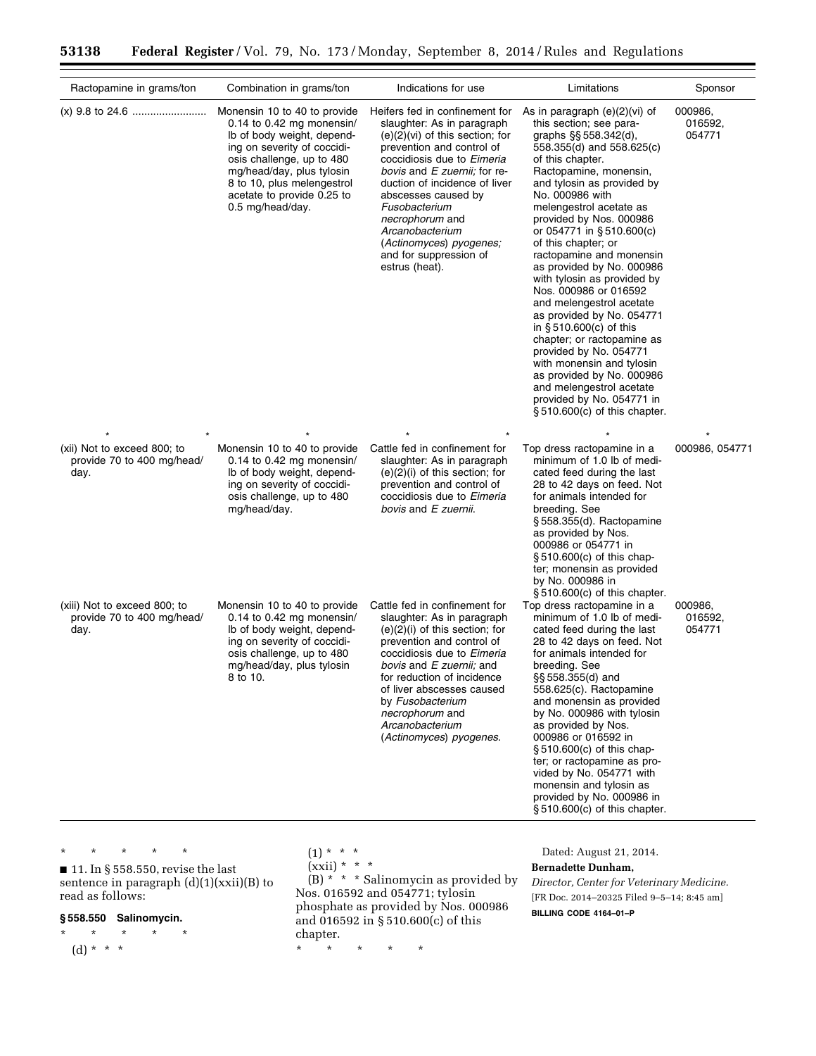| Ractopamine in grams/ton | Combination in grams/ton | Indications for use | Limitations | Sponsor |
|---|---|---|---|---|
| (x) 9.8 to 24.6 ........................ | Monensin 10 to 40 to provide 0.14 to 0.42 mg monensin/lb of body weight, depending on severity of coccidiosis challenge, up to 480 mg/head/day, plus tylosin 8 to 10, plus melengestrol acetate to provide 0.25 to 0.5 mg/head/day. | Heifers fed in confinement for slaughter: As in paragraph (e)(2)(vi) of this section; for prevention and control of coccidiosis due to *Eimeria bovis* and *E zuernii;* for reduction of incidence of liver abscesses caused by *Fusobacterium necrophorum* and *Arcanobacterium* (*Actinomyces*) *pyogenes;* and for suppression of estrus (heat). | As in paragraph (e)(2)(vi) of this section; see paragraphs §§ 558.342(d), 558.355(d) and 558.625(c) of this chapter. Ractopamine, monensin, and tylosin as provided by No. 000986 with melengestrol acetate as provided by Nos. 000986 or 054771 in § 510.600(c) of this chapter; or ractopamine and monensin as provided by No. 000986 with tylosin as provided by Nos. 000986 or 016592 and melengestrol acetate as provided by No. 054771 in § 510.600(c) of this chapter; or ractopamine as provided by No. 054771 with monensin and tylosin as provided by No. 000986 and melengestrol acetate provided by No. 054771 in § 510.600(c) of this chapter. | 000986, 016592, 054771 |
| * | * | * | * | * |
| (xii) Not to exceed 800; to provide 70 to 400 mg/head/day. | Monensin 10 to 40 to provide 0.14 to 0.42 mg monensin/lb of body weight, depending on severity of coccidiosis challenge, up to 480 mg/head/day. | Cattle fed in confinement for slaughter: As in paragraph (e)(2)(i) of this section; for prevention and control of coccidiosis due to *Eimeria bovis* and *E zuernii*. | Top dress ractopamine in a minimum of 1.0 lb of medicated feed during the last 28 to 42 days on feed. Not for animals intended for breeding. See § 558.355(d). Ractopamine as provided by Nos. 000986 or 054771 in § 510.600(c) of this chapter; monensin as provided by No. 000986 in § 510.600(c) of this chapter. | 000986, 054771 |
| (xiii) Not to exceed 800; to provide 70 to 400 mg/head/day. | Monensin 10 to 40 to provide 0.14 to 0.42 mg monensin/lb of body weight, depending on severity of coccidiosis challenge, up to 480 mg/head/day, plus tylosin 8 to 10. | Cattle fed in confinement for slaughter: As in paragraph (e)(2)(i) of this section; for prevention and control of coccidiosis due to *Eimeria bovis* and *E zuernii;* and for reduction of incidence of liver abscesses caused by *Fusobacterium necrophorum* and *Arcanobacterium* (*Actinomyces*) *pyogenes*. | Top dress ractopamine in a minimum of 1.0 lb of medicated feed during the last 28 to 42 days on feed. Not for animals intended for breeding. See §§ 558.355(d) and 558.625(c). Ractopamine and monensin as provided by No. 000986 with tylosin as provided by Nos. 000986 or 016592 in § 510.600(c) of this chapter; or ractopamine as provided by No. 054771 with monensin and tylosin as provided by No. 000986 in § 510.600(c) of this chapter. | 000986, 016592, 054771 |

\* \* \* \* \*

■ 11. In § 558.550, revise the last sentence in paragraph (d)(1)(xxii)(B) to read as follows:

**§ 558.550 Salinomycin.**

\* \* \* \* \*

(d) \* \* \*

(1) \* \* \*

(xxii) \* \* \*

(B) \* \* \* Salinomycin as provided by Nos. 016592 and 054771; tylosin phosphate as provided by Nos. 000986 and 016592 in § 510.600(c) of this chapter.

\* \* \* \* \*

Dated: August 21, 2014.

**Bernadette Dunham,**

*Director, Center for Veterinary Medicine.*

[FR Doc. 2014–20325 Filed 9–5–14; 8:45 am]

**BILLING CODE 4164–01–P**